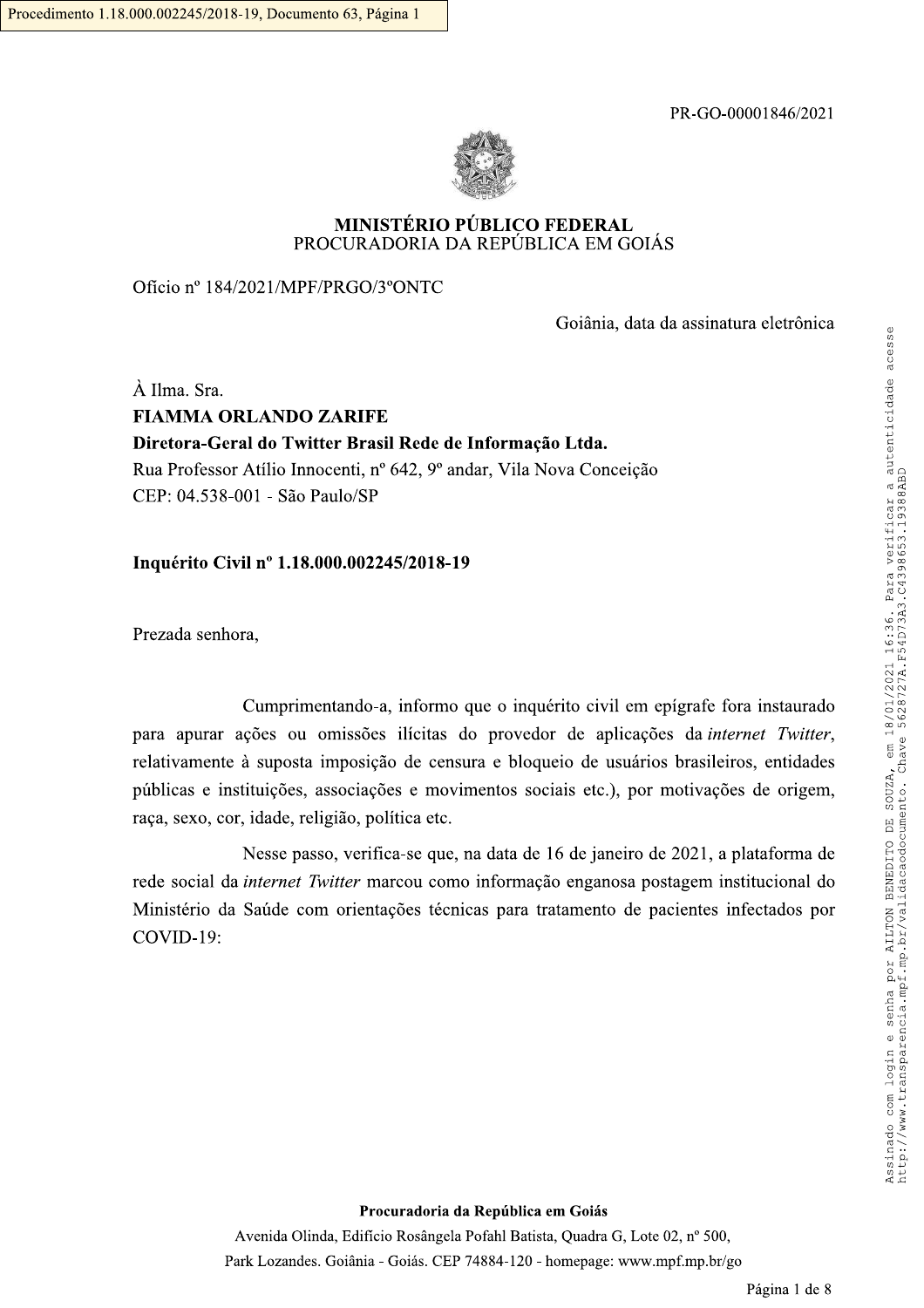PR-GO-00001846/2021

**MINISTÉRIO PÚBLICO FEDERAL**
PROCURADORIA DA REPÚBLICA EM GOIÁS

Ofício nº 184/2021/MPF/PRGO/3ºONTC

Goiânia, data da assinatura eletrônica

À Ilma. Sra.
**FIAMMA ORLANDO ZARIFE**
**Diretora-Geral do Twitter Brasil Rede de Informação Ltda.**
Rua Professor Atílio Innocenti, nº 642, 9º andar, Vila Nova Conceição
CEP: 04.538-001 - São Paulo/SP

**Inquérito Civil nº 1.18.000.002245/2018-19**

Prezada senhora,

Cumprimentando-a, informo que o inquérito civil em epígrafe fora instaurado para apurar ações ou omissões ilícitas do provedor de aplicações da *internet Twitter*, relativamente à suposta imposição de censura e bloqueio de usuários brasileiros, entidades públicas e instituições, associações e movimentos sociais etc.), por motivações de origem, raça, sexo, cor, idade, religião, política etc.

Nesse passo, verifica-se que, na data de 16 de janeiro de 2021, a plataforma de rede social da *internet Twitter* marcou como informação enganosa postagem institucional do Ministério da Saúde com orientações técnicas para tratamento de pacientes infectados por COVID-19: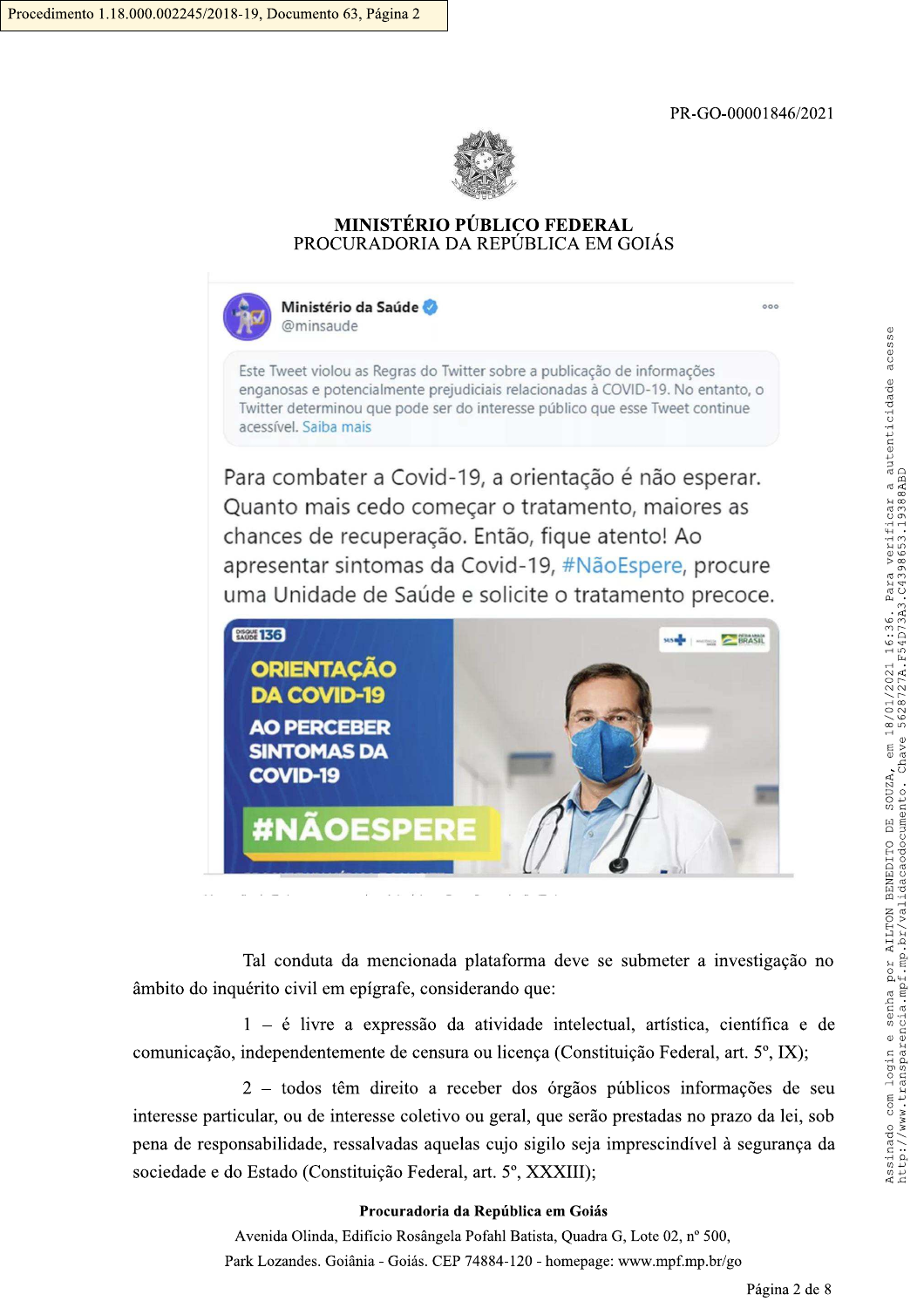PR-GO-00001846/2021

**MINISTÉRIO PÚBLICO FEDERAL**
PROCURADORIA DA REPÚBLICA EM GOIÁS

**Ministério da Saúde**
@minsaude

Este Tweet violou as Regras do Twitter sobre a publicação de informações enganosas e potencialmente prejudiciais relacionadas à COVID-19. No entanto, o Twitter determinou que pode ser do interesse público que esse Tweet continue acessível. Saiba mais

Para combater a Covid-19, a orientação é não esperar. Quanto mais cedo começar o tratamento, maiores as chances de recuperação. Então, fique atento! Ao apresentar sintomas da Covid-19, #NãoEspere, procure uma Unidade de Saúde e solicite o tratamento precoce.

DISQUE SAÚDE 136

ORIENTAÇÃO DA COVID-19

AO PERCEBER SINTOMAS DA COVID-19

#NÃOESPERE

Tal conduta da mencionada plataforma deve se submeter a investigação no âmbito do inquérito civil em epígrafe, considerando que:

1 – é livre a expressão da atividade intelectual, artística, científica e de comunicação, independentemente de censura ou licença (Constituição Federal, art. 5º, IX);

2 – todos têm direito a receber dos órgãos públicos informações de seu interesse particular, ou de interesse coletivo ou geral, que serão prestadas no prazo da lei, sob pena de responsabilidade, ressalvadas aquelas cujo sigilo seja imprescindível à segurança da sociedade e do Estado (Constituição Federal, art. 5º, XXXIII);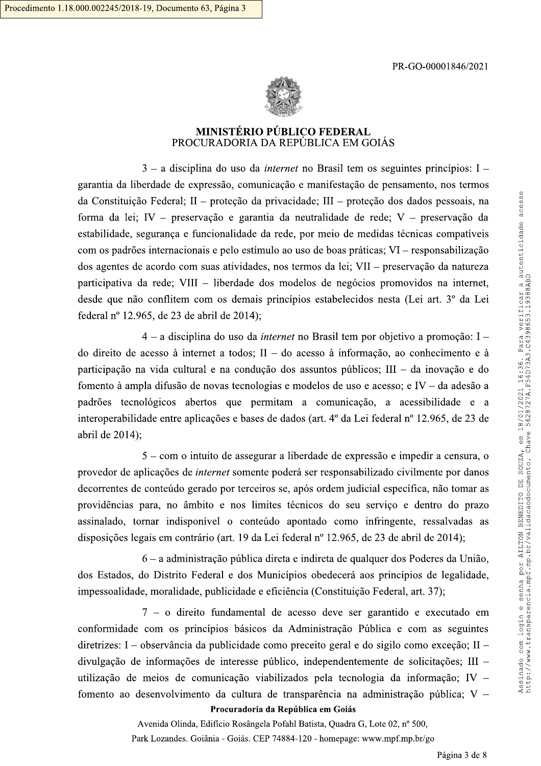3 – a disciplina do uso da *internet* no Brasil tem os seguintes princípios: I – garantia da liberdade de expressão, comunicação e manifestação de pensamento, nos termos da Constituição Federal; II – proteção da privacidade; III – proteção dos dados pessoais, na forma da lei; IV – preservação e garantia da neutralidade de rede; V – preservação da estabilidade, segurança e funcionalidade da rede, por meio de medidas técnicas compatíveis com os padrões internacionais e pelo estímulo ao uso de boas práticas; VI – responsabilização dos agentes de acordo com suas atividades, nos termos da lei; VII – preservação da natureza participativa da rede; VIII – liberdade dos modelos de negócios promovidos na internet, desde que não conflitem com os demais princípios estabelecidos nesta (Lei art. 3º da Lei federal nº 12.965, de 23 de abril de 2014);

4 – a disciplina do uso da *internet* no Brasil tem por objetivo a promoção: I – do direito de acesso à internet a todos; II – do acesso à informação, ao conhecimento e à participação na vida cultural e na condução dos assuntos públicos; III – da inovação e do fomento à ampla difusão de novas tecnologias e modelos de uso e acesso; e IV – da adesão a padrões tecnológicos abertos que permitam a comunicação, a acessibilidade e a interoperabilidade entre aplicações e bases de dados (art. 4º da Lei federal nº 12.965, de 23 de abril de 2014);

5 – com o intuito de assegurar a liberdade de expressão e impedir a censura, o provedor de aplicações de *internet* somente poderá ser responsabilizado civilmente por danos decorrentes de conteúdo gerado por terceiros se, após ordem judicial específica, não tomar as providências para, no âmbito e nos limites técnicos do seu serviço e dentro do prazo assinalado, tornar indisponível o conteúdo apontado como infringente, ressalvadas as disposições legais em contrário (art. 19 da Lei federal nº 12.965, de 23 de abril de 2014);

6 – a administração pública direta e indireta de qualquer dos Poderes da União, dos Estados, do Distrito Federal e dos Municípios obedecerá aos princípios de legalidade, impessoalidade, moralidade, publicidade e eficiência (Constituição Federal, art. 37);

7 – o direito fundamental de acesso deve ser garantido e executado em conformidade com os princípios básicos da Administração Pública e com as seguintes diretrizes: I – observância da publicidade como preceito geral e do sigilo como exceção; II – divulgação de informações de interesse público, independentemente de solicitações; III – utilização de meios de comunicação viabilizados pela tecnologia da informação; IV – fomento ao desenvolvimento da cultura de transparência na administração pública; V –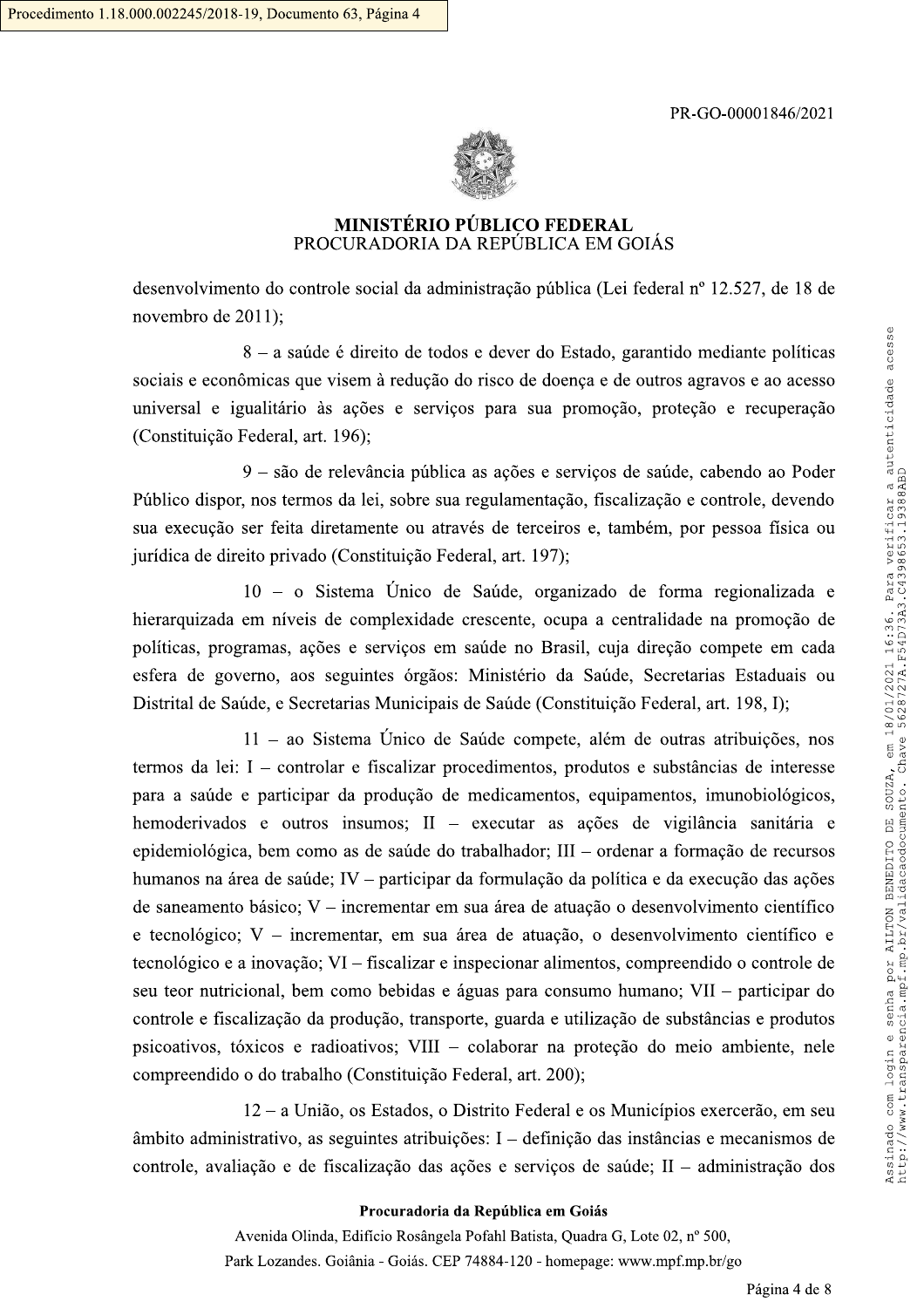desenvolvimento do controle social da administração pública (Lei federal nº 12.527, de 18 de novembro de 2011);

8 – a saúde é direito de todos e dever do Estado, garantido mediante políticas sociais e econômicas que visem à redução do risco de doença e de outros agravos e ao acesso universal e igualitário às ações e serviços para sua promoção, proteção e recuperação (Constituição Federal, art. 196);

9 – são de relevância pública as ações e serviços de saúde, cabendo ao Poder Público dispor, nos termos da lei, sobre sua regulamentação, fiscalização e controle, devendo sua execução ser feita diretamente ou através de terceiros e, também, por pessoa física ou jurídica de direito privado (Constituição Federal, art. 197);

10 – o Sistema Único de Saúde, organizado de forma regionalizada e hierarquizada em níveis de complexidade crescente, ocupa a centralidade na promoção de políticas, programas, ações e serviços em saúde no Brasil, cuja direção compete em cada esfera de governo, aos seguintes órgãos: Ministério da Saúde, Secretarias Estaduais ou Distrital de Saúde, e Secretarias Municipais de Saúde (Constituição Federal, art. 198, I);

11 – ao Sistema Único de Saúde compete, além de outras atribuições, nos termos da lei: I – controlar e fiscalizar procedimentos, produtos e substâncias de interesse para a saúde e participar da produção de medicamentos, equipamentos, imunobiológicos, hemoderivados e outros insumos; II – executar as ações de vigilância sanitária e epidemiológica, bem como as de saúde do trabalhador; III – ordenar a formação de recursos humanos na área de saúde; IV – participar da formulação da política e da execução das ações de saneamento básico; V – incrementar em sua área de atuação o desenvolvimento científico e tecnológico; V – incrementar, em sua área de atuação, o desenvolvimento científico e tecnológico e a inovação; VI – fiscalizar e inspecionar alimentos, compreendido o controle de seu teor nutricional, bem como bebidas e águas para consumo humano; VII – participar do controle e fiscalização da produção, transporte, guarda e utilização de substâncias e produtos psicoativos, tóxicos e radioativos; VIII – colaborar na proteção do meio ambiente, nele compreendido o do trabalho (Constituição Federal, art. 200);

12 – a União, os Estados, o Distrito Federal e os Municípios exercerão, em seu âmbito administrativo, as seguintes atribuições: I – definição das instâncias e mecanismos de controle, avaliação e de fiscalização das ações e serviços de saúde; II – administração dos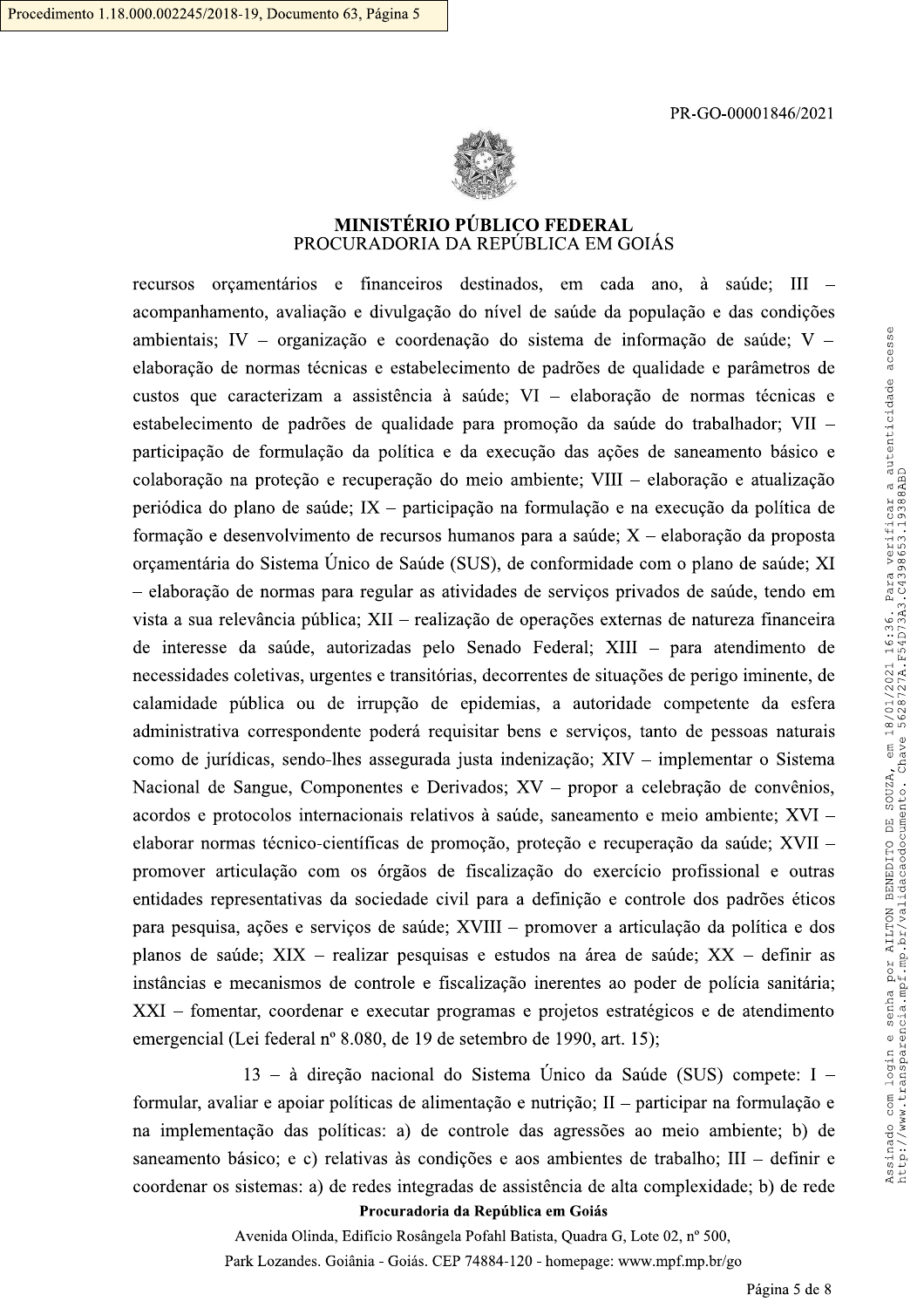recursos orçamentários e financeiros destinados, em cada ano, à saúde; III – acompanhamento, avaliação e divulgação do nível de saúde da população e das condições ambientais; IV – organização e coordenação do sistema de informação de saúde; V – elaboração de normas técnicas e estabelecimento de padrões de qualidade e parâmetros de custos que caracterizam a assistência à saúde; VI – elaboração de normas técnicas e estabelecimento de padrões de qualidade para promoção da saúde do trabalhador; VII – participação de formulação da política e da execução das ações de saneamento básico e colaboração na proteção e recuperação do meio ambiente; VIII – elaboração e atualização periódica do plano de saúde; IX – participação na formulação e na execução da política de formação e desenvolvimento de recursos humanos para a saúde; X – elaboração da proposta orçamentária do Sistema Único de Saúde (SUS), de conformidade com o plano de saúde; XI – elaboração de normas para regular as atividades de serviços privados de saúde, tendo em vista a sua relevância pública; XII – realização de operações externas de natureza financeira de interesse da saúde, autorizadas pelo Senado Federal; XIII – para atendimento de necessidades coletivas, urgentes e transitórias, decorrentes de situações de perigo iminente, de calamidade pública ou de irrupção de epidemias, a autoridade competente da esfera administrativa correspondente poderá requisitar bens e serviços, tanto de pessoas naturais como de jurídicas, sendo-lhes assegurada justa indenização; XIV – implementar o Sistema Nacional de Sangue, Componentes e Derivados; XV – propor a celebração de convênios, acordos e protocolos internacionais relativos à saúde, saneamento e meio ambiente; XVI – elaborar normas técnico-científicas de promoção, proteção e recuperação da saúde; XVII – promover articulação com os órgãos de fiscalização do exercício profissional e outras entidades representativas da sociedade civil para a definição e controle dos padrões éticos para pesquisa, ações e serviços de saúde; XVIII – promover a articulação da política e dos planos de saúde; XIX – realizar pesquisas e estudos na área de saúde; XX – definir as instâncias e mecanismos de controle e fiscalização inerentes ao poder de polícia sanitária; XXI – fomentar, coordenar e executar programas e projetos estratégicos e de atendimento emergencial (Lei federal nº 8.080, de 19 de setembro de 1990, art. 15);

13 – à direção nacional do Sistema Único da Saúde (SUS) compete: I – formular, avaliar e apoiar políticas de alimentação e nutrição; II – participar na formulação e na implementação das políticas: a) de controle das agressões ao meio ambiente; b) de saneamento básico; e c) relativas às condições e aos ambientes de trabalho; III – definir e coordenar os sistemas: a) de redes integradas de assistência de alta complexidade; b) de rede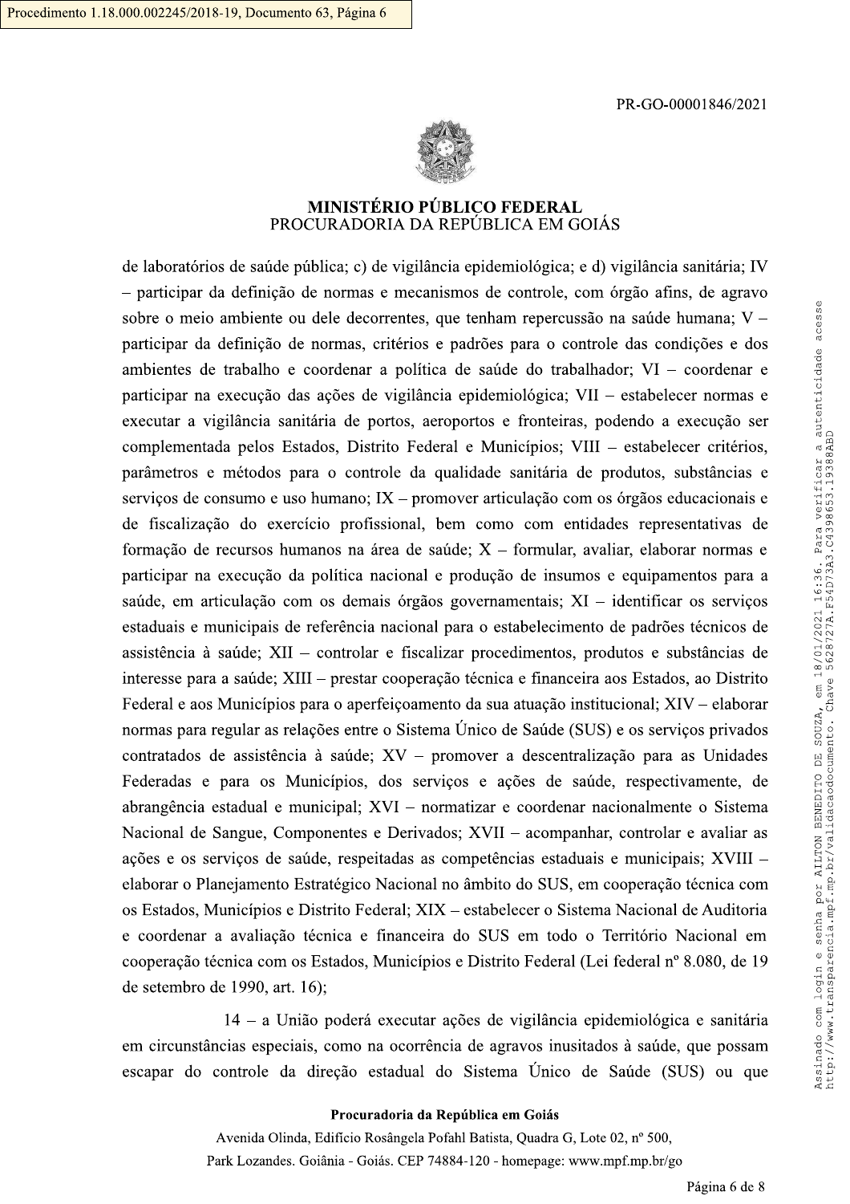de laboratórios de saúde pública; c) de vigilância epidemiológica; e d) vigilância sanitária; IV – participar da definição de normas e mecanismos de controle, com órgão afins, de agravo sobre o meio ambiente ou dele decorrentes, que tenham repercussão na saúde humana; V – participar da definição de normas, critérios e padrões para o controle das condições e dos ambientes de trabalho e coordenar a política de saúde do trabalhador; VI – coordenar e participar na execução das ações de vigilância epidemiológica; VII – estabelecer normas e executar a vigilância sanitária de portos, aeroportos e fronteiras, podendo a execução ser complementada pelos Estados, Distrito Federal e Municípios; VIII – estabelecer critérios, parâmetros e métodos para o controle da qualidade sanitária de produtos, substâncias e serviços de consumo e uso humano; IX – promover articulação com os órgãos educacionais e de fiscalização do exercício profissional, bem como com entidades representativas de formação de recursos humanos na área de saúde; X – formular, avaliar, elaborar normas e participar na execução da política nacional e produção de insumos e equipamentos para a saúde, em articulação com os demais órgãos governamentais; XI – identificar os serviços estaduais e municipais de referência nacional para o estabelecimento de padrões técnicos de assistência à saúde; XII – controlar e fiscalizar procedimentos, produtos e substâncias de interesse para a saúde; XIII – prestar cooperação técnica e financeira aos Estados, ao Distrito Federal e aos Municípios para o aperfeiçoamento da sua atuação institucional; XIV – elaborar normas para regular as relações entre o Sistema Único de Saúde (SUS) e os serviços privados contratados de assistência à saúde; XV – promover a descentralização para as Unidades Federadas e para os Municípios, dos serviços e ações de saúde, respectivamente, de abrangência estadual e municipal; XVI – normatizar e coordenar nacionalmente o Sistema Nacional de Sangue, Componentes e Derivados; XVII – acompanhar, controlar e avaliar as ações e os serviços de saúde, respeitadas as competências estaduais e municipais; XVIII – elaborar o Planejamento Estratégico Nacional no âmbito do SUS, em cooperação técnica com os Estados, Municípios e Distrito Federal; XIX – estabelecer o Sistema Nacional de Auditoria e coordenar a avaliação técnica e financeira do SUS em todo o Território Nacional em cooperação técnica com os Estados, Municípios e Distrito Federal (Lei federal nº 8.080, de 19 de setembro de 1990, art. 16);

14 – a União poderá executar ações de vigilância epidemiológica e sanitária em circunstâncias especiais, como na ocorrência de agravos inusitados à saúde, que possam escapar do controle da direção estadual do Sistema Único de Saúde (SUS) ou que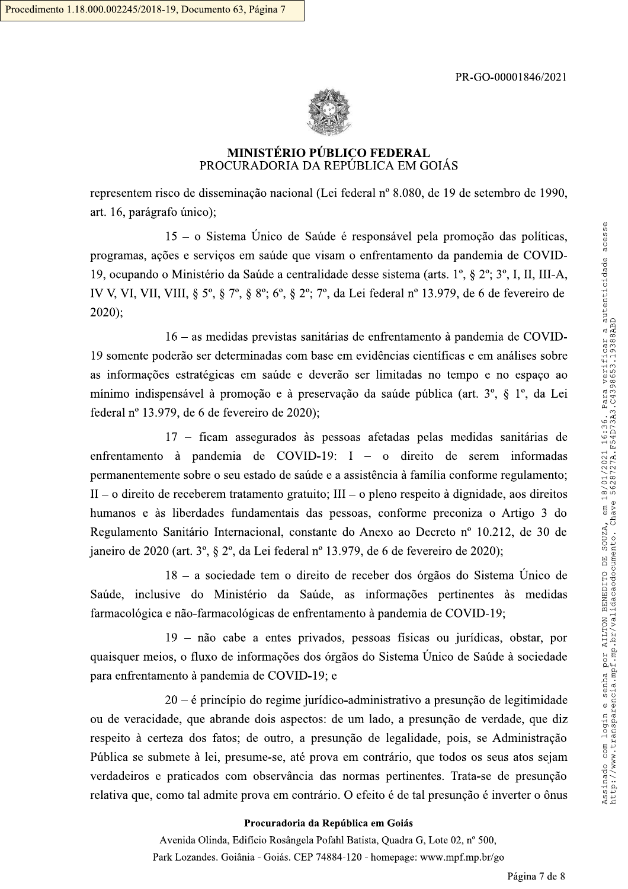representem risco de disseminação nacional (Lei federal nº 8.080, de 19 de setembro de 1990, art. 16, parágrafo único);

15 – o Sistema Único de Saúde é responsável pela promoção das políticas, programas, ações e serviços em saúde que visam o enfrentamento da pandemia de COVID-19, ocupando o Ministério da Saúde a centralidade desse sistema (arts. 1º, § 2º; 3º, I, II, III-A, IV V, VI, VII, VIII, § 5º, § 7º, § 8º; 6º, § 2º; 7º, da Lei federal nº 13.979, de 6 de fevereiro de 2020);

16 – as medidas previstas sanitárias de enfrentamento à pandemia de COVID-19 somente poderão ser determinadas com base em evidências científicas e em análises sobre as informações estratégicas em saúde e deverão ser limitadas no tempo e no espaço ao mínimo indispensável à promoção e à preservação da saúde pública (art. 3º, § 1º, da Lei federal nº 13.979, de 6 de fevereiro de 2020);

17 – ficam assegurados às pessoas afetadas pelas medidas sanitárias de enfrentamento à pandemia de COVID-19: I – o direito de serem informadas permanentemente sobre o seu estado de saúde e a assistência à família conforme regulamento; II – o direito de receberem tratamento gratuito; III – o pleno respeito à dignidade, aos direitos humanos e às liberdades fundamentais das pessoas, conforme preconiza o Artigo 3 do Regulamento Sanitário Internacional, constante do Anexo ao Decreto nº 10.212, de 30 de janeiro de 2020 (art. 3º, § 2º, da Lei federal nº 13.979, de 6 de fevereiro de 2020);

18 – a sociedade tem o direito de receber dos órgãos do Sistema Único de Saúde, inclusive do Ministério da Saúde, as informações pertinentes às medidas farmacológica e não-farmacológicas de enfrentamento à pandemia de COVID-19;

19 – não cabe a entes privados, pessoas físicas ou jurídicas, obstar, por quaisquer meios, o fluxo de informações dos órgãos do Sistema Único de Saúde à sociedade para enfrentamento à pandemia de COVID-19; e

20 – é princípio do regime jurídico-administrativo a presunção de legitimidade ou de veracidade, que abrande dois aspectos: de um lado, a presunção de verdade, que diz respeito à certeza dos fatos; de outro, a presunção de legalidade, pois, se Administração Pública se submete à lei, presume-se, até prova em contrário, que todos os seus atos sejam verdadeiros e praticados com observância das normas pertinentes. Trata-se de presunção relativa que, como tal admite prova em contrário. O efeito é de tal presunção é inverter o ônus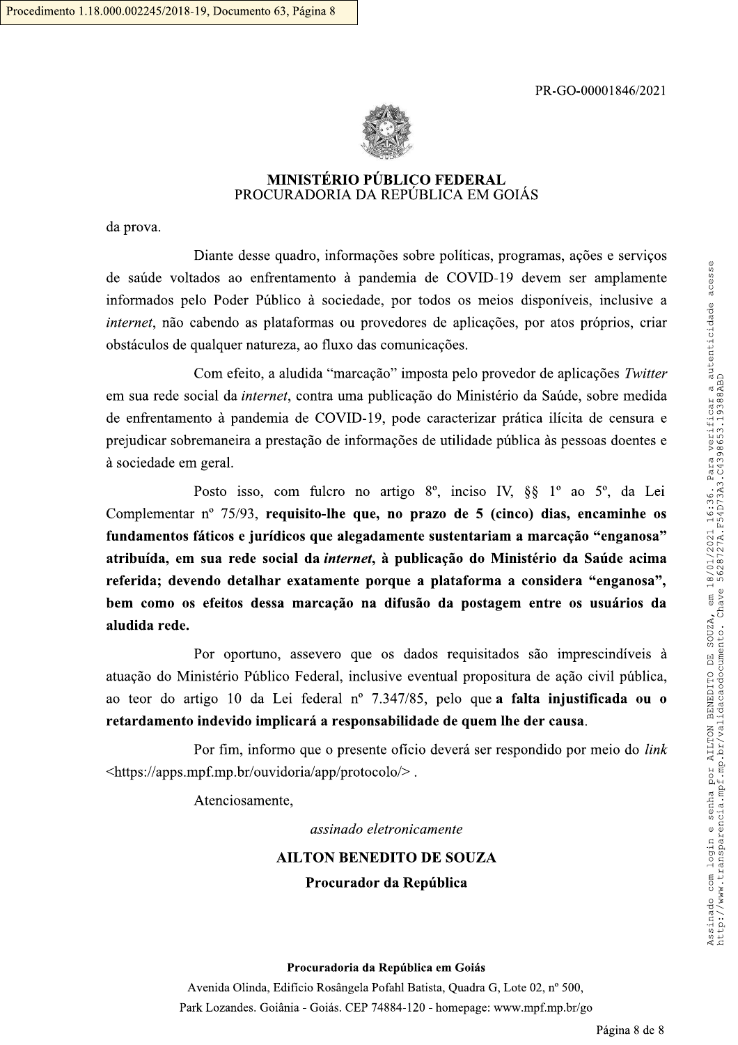da prova.

Diante desse quadro, informações sobre políticas, programas, ações e serviços de saúde voltados ao enfrentamento à pandemia de COVID-19 devem ser amplamente informados pelo Poder Público à sociedade, por todos os meios disponíveis, inclusive a *internet*, não cabendo as plataformas ou provedores de aplicações, por atos próprios, criar obstáculos de qualquer natureza, ao fluxo das comunicações.

Com efeito, a aludida "marcação" imposta pelo provedor de aplicações *Twitter* em sua rede social da *internet*, contra uma publicação do Ministério da Saúde, sobre medida de enfrentamento à pandemia de COVID-19, pode caracterizar prática ilícita de censura e prejudicar sobremaneira a prestação de informações de utilidade pública às pessoas doentes e à sociedade em geral.

Posto isso, com fulcro no artigo 8º, inciso IV, §§ 1º ao 5º, da Lei Complementar nº 75/93, **requisito-lhe que, no prazo de 5 (cinco) dias, encaminhe os fundamentos fáticos e jurídicos que alegadamente sustentariam a marcação "enganosa" atribuída, em sua rede social da *internet*, à publicação do Ministério da Saúde acima referida; devendo detalhar exatamente porque a plataforma a considera "enganosa", bem como os efeitos dessa marcação na difusão da postagem entre os usuários da aludida rede.**

Por oportuno, assevero que os dados requisitados são imprescindíveis à atuação do Ministério Público Federal, inclusive eventual propositura de ação civil pública, ao teor do artigo 10 da Lei federal nº 7.347/85, pelo que **a falta injustificada ou o retardamento indevido implicará a responsabilidade de quem lhe der causa**.

Por fim, informo que o presente ofício deverá ser respondido por meio do *link* <https://apps.mpf.mp.br/ouvidoria/app/protocolo/> .

Atenciosamente,

*assinado eletronicamente*

**AILTON BENEDITO DE SOUZA**

**Procurador da República**